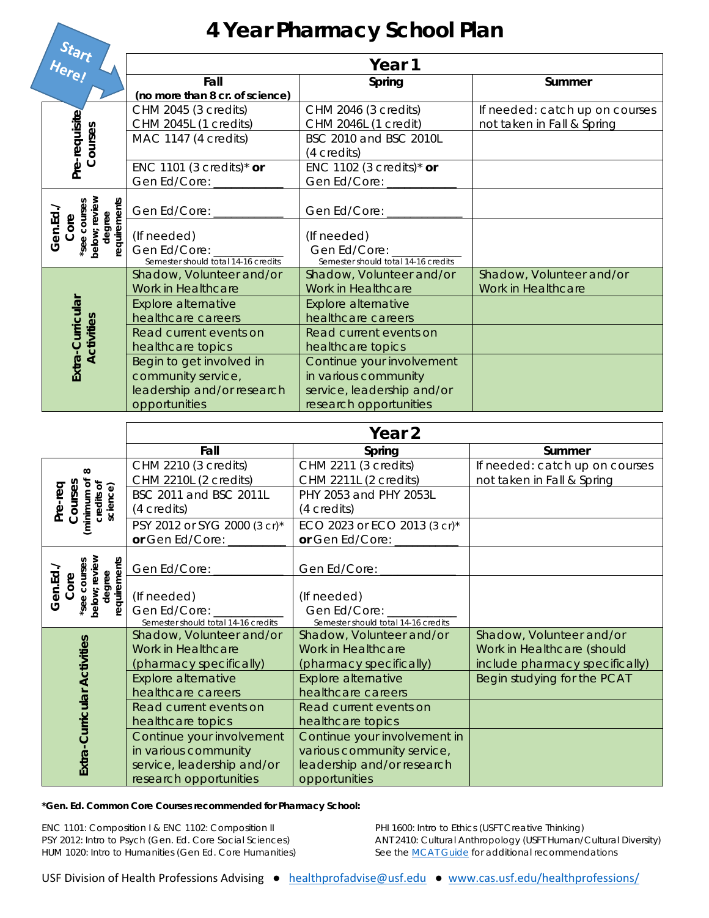# 4 Year Pharmacy School Plan

Start Here!

| | Year 1 | | |
|---|---|---|---|
| | **Fall (no more than 8 cr. of science)** | **Spring** | **Summer** |
| **Pre-requisite Courses** | CHM 2045 (3 credits) CHM 2045L (1 credits) | CHM 2046 (3 credits) CHM 2046L (1 credit) | If needed: catch up on courses not taken in Fall & Spring |
| | MAC 1147 (4 credits) | BSC 2010 and BSC 2010L (4 credits) | |
| | ENC 1101 (3 credits)* **or** Gen Ed/Core: ___________ | ENC 1102 (3 credits)* **or** Gen Ed/Core: ___________ | |
| **Gen.Ed./ Core** *see courses below; review degree requirements | Gen Ed/Core: ___________ | Gen Ed/Core: ___________ | |
| | (If needed) Gen Ed/Core: ___________ Semester should total 14-16 credits | (If needed) Gen Ed/Core: ___________ Semester should total 14-16 credits | |
| **Extra-Curricular Activities** | Shadow, Volunteer and/or Work in Healthcare | Shadow, Volunteer and/or Work in Healthcare | Shadow, Volunteer and/or Work in Healthcare |
| | Explore alternative healthcare careers | Explore alternative healthcare careers | |
| | Read current events on healthcare topics | Read current events on healthcare topics | |
| | Begin to get involved in community service, leadership and/or research opportunities | Continue your involvement in various community service, leadership and/or research opportunities | |

| | Year 2 | | |
|---|---|---|---|
| | **Fall** | **Spring** | **Summer** |
| **Pre-req Courses** (minimum of 8 credits of science) | CHM 2210 (3 credits) CHM 2210L (2 credits) | CHM 2211 (3 credits) CHM 2211L (2 credits) | If needed: catch up on courses not taken in Fall & Spring |
| | BSC 2011 and BSC 2011L (4 credits) | PHY 2053 and PHY 2053L (4 credits) | |
| | PSY 2012 or SYG 2000 (3 cr)* **or** Gen Ed/Core: _________ | ECO 2023 or ECO 2013 (3 cr)* **or** Gen Ed/Core: _________ | |
| **Gen.Ed./ Core** *see courses below; review degree requirements | Gen Ed/Core: ___________ | Gen Ed/Core: ___________ | |
| | (If needed) Gen Ed/Core: ___________ Semester should total 14-16 credits | (If needed) Gen Ed/Core: ___________ Semester should total 14-16 credits | |
| **Extra-Curricular Activities** | Shadow, Volunteer and/or Work in Healthcare (pharmacy specifically) | Shadow, Volunteer and/or Work in Healthcare (pharmacy specifically) | Shadow, Volunteer and/or Work in Healthcare (should include pharmacy specifically) |
| | Explore alternative healthcare careers | Explore alternative healthcare careers | Begin studying for the PCAT |
| | Read current events on healthcare topics | Read current events on healthcare topics | |
| | Continue your involvement in various community service, leadership and/or research opportunities | Continue your involvement in various community service, leadership and/or research opportunities | |

***Gen. Ed. Common Core Courses recommended for Pharmacy School:**

ENC 1101: Composition I & ENC 1102: Composition II
PSY 2012: Intro to Psych (Gen. Ed. Core Social Sciences)
HUM 1020: Intro to Humanities (Gen Ed. Core Humanities)
PHI 1600: Intro to Ethics (USFT Creative Thinking)
ANT 2410: Cultural Anthropology (USFT Human/Cultural Diversity)
See the MCAT Guide for additional recommendations

USF Division of Health Professions Advising ● healthprofadvise@usf.edu ● www.cas.usf.edu/healthprofessions/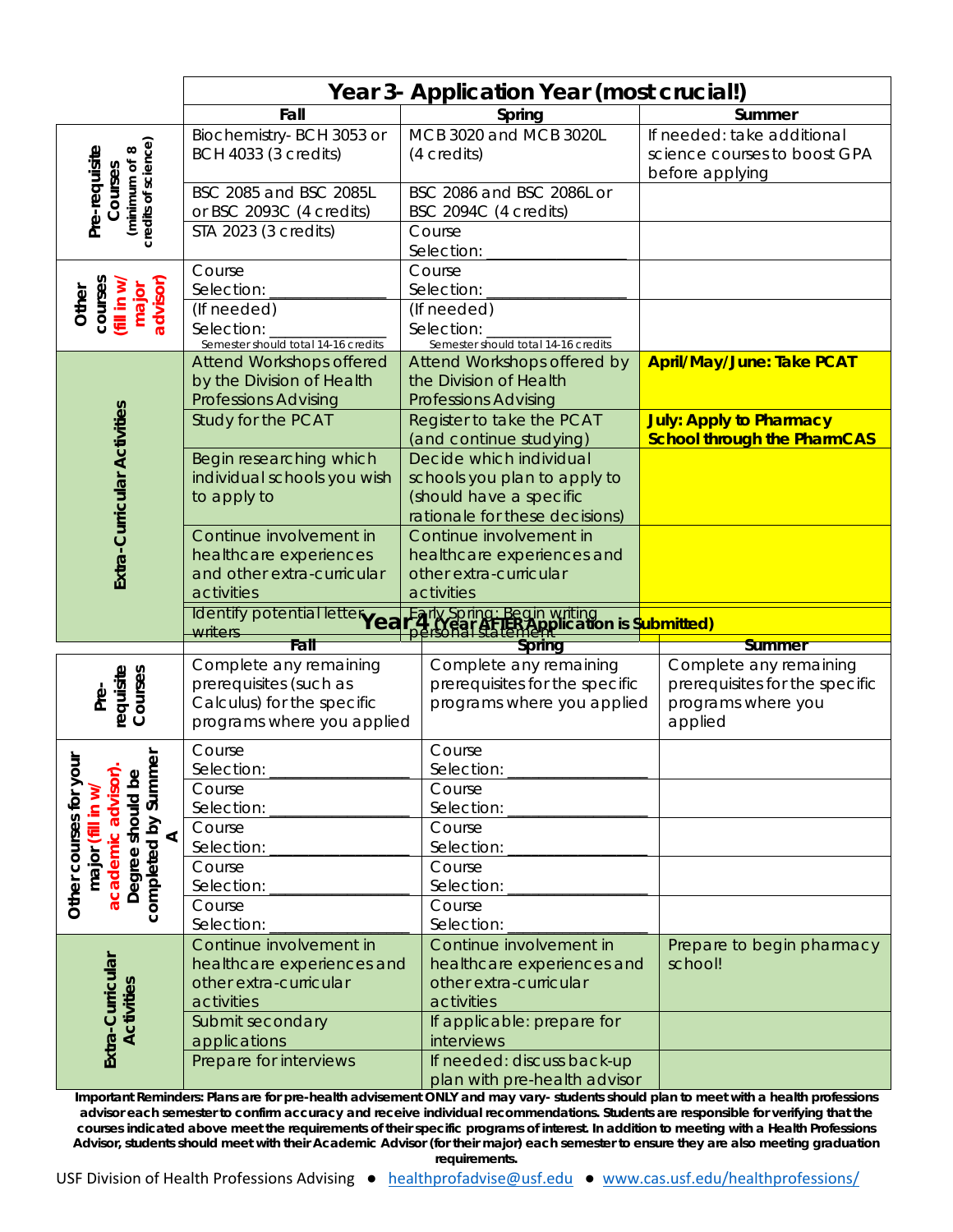| | Year 3- Application Year (most crucial!) | | |
|---|---|---|---|
| | **Fall** | **Spring** | **Summer** |
| **Pre-requisite Courses** (minimum of 8 credits of science) | Biochemistry- BCH 3053 or BCH 4033 (3 credits) | MCB 3020 and MCB 3020L (4 credits) | If needed: take additional science courses to boost GPA before applying |
| | BSC 2085 and BSC 2085L or BSC 2093C (4 credits) | BSC 2086 and BSC 2086L or BSC 2094C (4 credits) | |
| | STA 2023 (3 credits) | Course Selection: ____________ | |
| **Other courses** (fill in w/ major advisor) | Course Selection: ____________ | Course Selection: ____________ | |
| | (If needed) Selection: ____________ Semester should total 14-16 credits | (If needed) Selection: ____________ Semester should total 14-16 credits | |
| **Extra-Curricular Activities** | Attend Workshops offered by the Division of Health Professions Advising | Attend Workshops offered by the Division of Health Professions Advising | **April/May/June: Take PCAT** |
| | Study for the PCAT | Register to take the PCAT (and continue studying) | **July: Apply to Pharmacy School through the PharmCAS** |
| | Begin researching which individual schools you wish to apply to | Decide which individual schools you plan to apply to (should have a specific rationale for these decisions) | |
| | Continue involvement in healthcare experiences and other extra-curricular activities | Continue involvement in healthcare experiences and other extra-curricular activities | |
| | Identify potential letter writers | Early Spring: Begin writing personal statement | |

| | Year 4 (Year AFTER Application is Submitted) | | |
|---|---|---|---|
| | **Fall** | **Spring** | **Summer** |
| **Pre-requisite Courses** | Complete any remaining prerequisites (such as Calculus) for the specific programs where you applied | Complete any remaining prerequisites for the specific programs where you applied | Complete any remaining prerequisites for the specific programs where you applied |
| **Other courses for your major** (fill in w/ academic advisor). **Degree should be completed by Summer A** | Course Selection: ____________ | Course Selection: ____________ | |
| | Course Selection: ____________ | Course Selection: ____________ | |
| | Course Selection: ____________ | Course Selection: ____________ | |
| | Course Selection: ____________ | Course Selection: ____________ | |
| | Course Selection: ____________ | Course Selection: ____________ | |
| **Extra-Curricular Activities** | Continue involvement in healthcare experiences and other extra-curricular activities | Continue involvement in healthcare experiences and other extra-curricular activities | Prepare to begin pharmacy school! |
| | Submit secondary applications | If applicable: prepare for interviews | |
| | Prepare for interviews | If needed: discuss back-up plan with pre-health advisor | |

**Important Reminders: Plans are for pre-health advisement ONLY and may vary- students should plan to meet with a health professions advisor each semester to confirm accuracy and receive individual recommendations. Students are responsible for verifying that the courses indicated above meet the requirements of their specific programs of interest. In addition to meeting with a Health Professions Advisor, students should meet with their Academic Advisor (for their major) each semester to ensure they are also meeting graduation requirements.**

USF Division of Health Professions Advising ● healthprofadvise@usf.edu ● www.cas.usf.edu/healthprofessions/